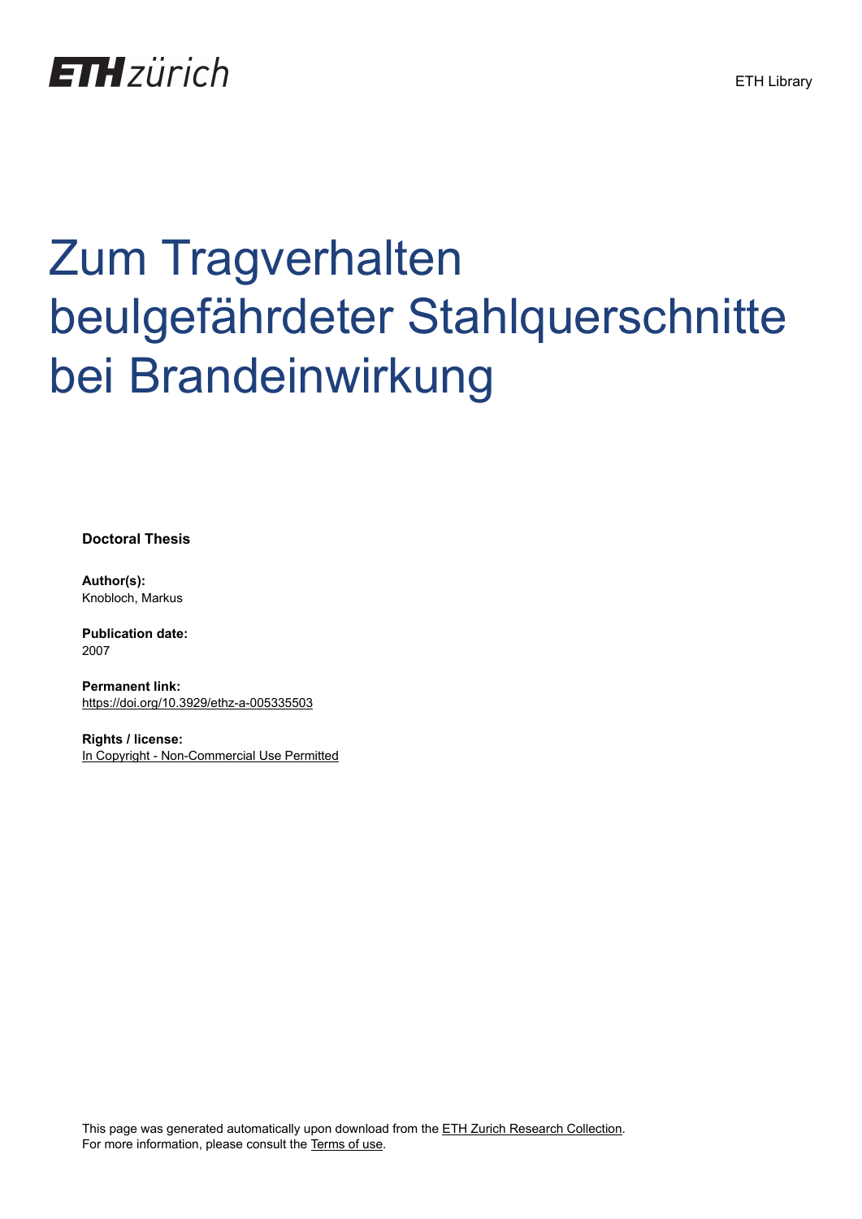ETH zürich

ETH Library

# Zum Tragverhalten beulgefährdeter Stahlquerschnitte bei Brandeinwirkung

**Doctoral Thesis**

**Author(s):**
Knobloch, Markus

**Publication date:**
2007

**Permanent link:**
https://doi.org/10.3929/ethz-a-005335503

**Rights / license:**
In Copyright - Non-Commercial Use Permitted

This page was generated automatically upon download from the ETH Zurich Research Collection.
For more information, please consult the Terms of use.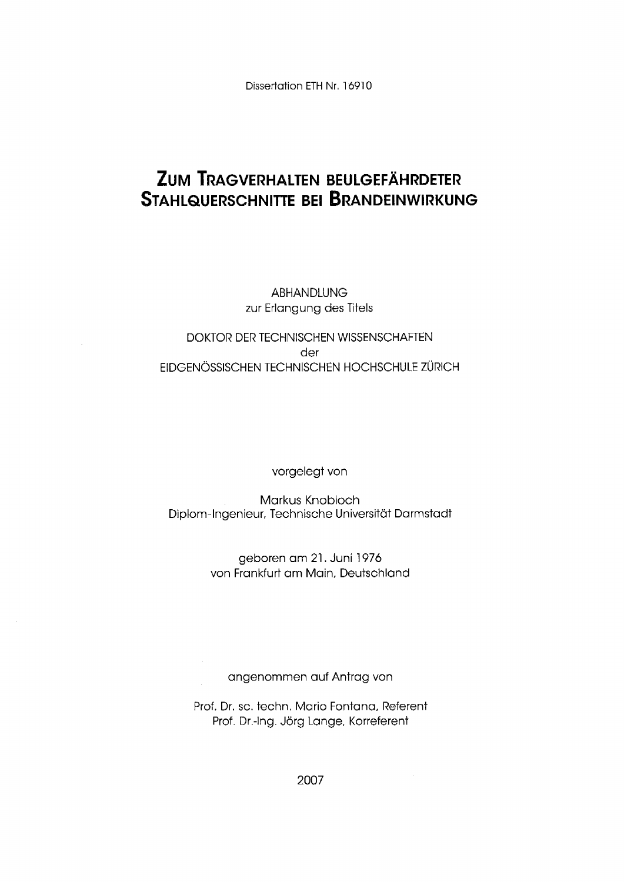Dissertation ETH Nr. 16910

# Zum Tragverhalten beulgefährdeter Stahlquerschnitte bei Brandeinwirkung

ABHANDLUNG
zur Erlangung des Titels

DOKTOR DER TECHNISCHEN WISSENSCHAFTEN
der
EIDGENÖSSISCHEN TECHNISCHEN HOCHSCHULE ZÜRICH

vorgelegt von

Markus Knobloch
Diplom-Ingenieur, Technische Universität Darmstadt

geboren am 21. Juni 1976
von Frankfurt am Main, Deutschland

angenommen auf Antrag von

Prof. Dr. sc. techn. Mario Fontana, Referent
Prof. Dr.-Ing. Jörg Lange, Korreferent

2007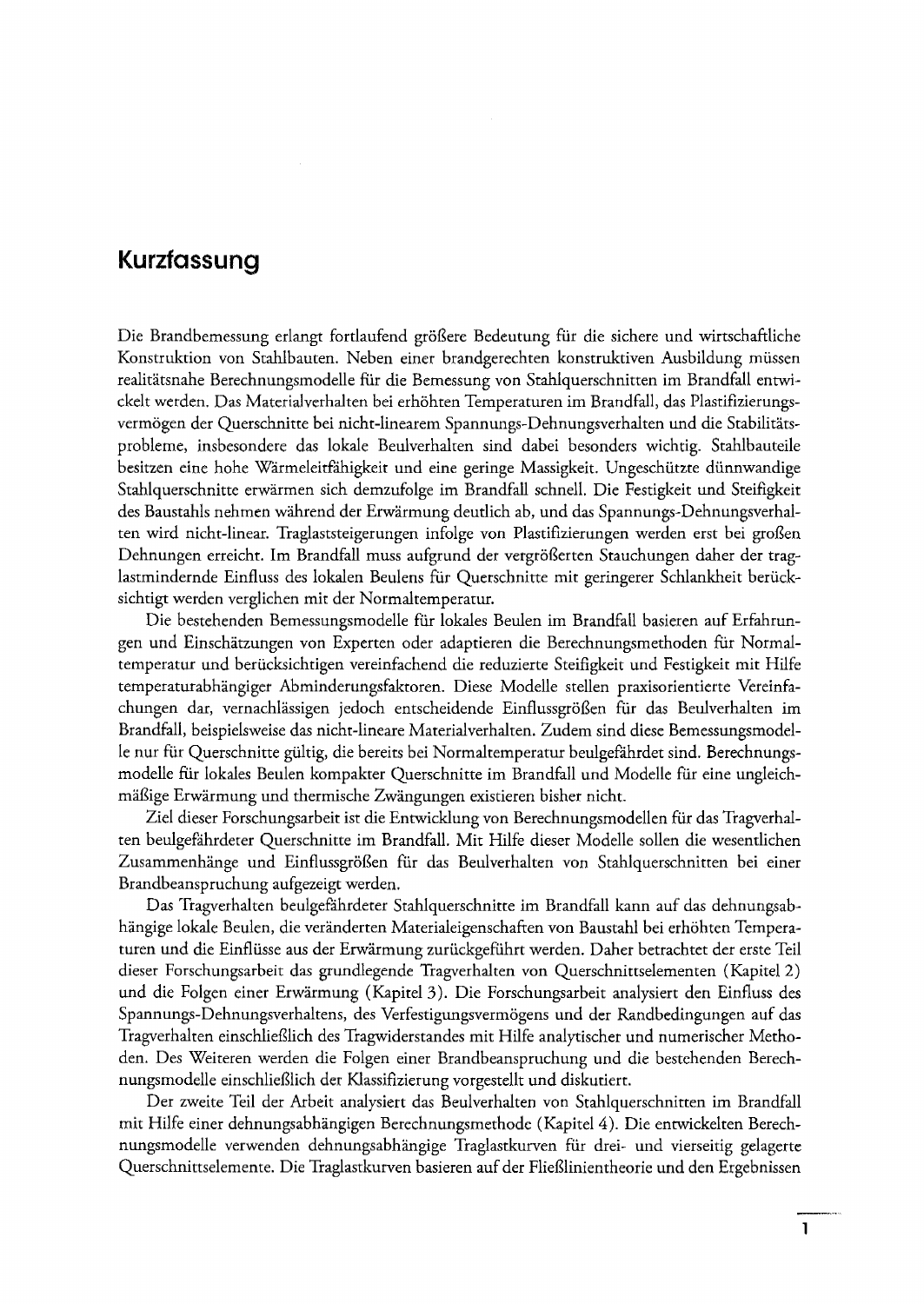# Kurzfassung

Die Brandbemessung erlangt fortlaufend größere Bedeutung für die sichere und wirtschaftliche Konstruktion von Stahlbauten. Neben einer brandgerechten konstruktiven Ausbildung müssen realitätsnahe Berechnungsmodelle für die Bemessung von Stahlquerschnitten im Brandfall entwickelt werden. Das Materialverhalten bei erhöhten Temperaturen im Brandfall, das Plastifizierungsvermögen der Querschnitte bei nicht-linearem Spannungs-Dehnungsverhalten und die Stabilitätsprobleme, insbesondere das lokale Beulverhalten sind dabei besonders wichtig. Stahlbauteile besitzen eine hohe Wärmeleitfähigkeit und eine geringe Massigkeit. Ungeschützte dünnwandige Stahlquerschnitte erwärmen sich demzufolge im Brandfall schnell. Die Festigkeit und Steifigkeit des Baustahls nehmen während der Erwärmung deutlich ab, und das Spannungs-Dehnungsverhalten wird nicht-linear. Traglaststeigerungen infolge von Plastifizierungen werden erst bei großen Dehnungen erreicht. Im Brandfall muss aufgrund der vergrößerten Stauchungen daher der traglastmindernde Einfluss des lokalen Beulens für Querschnitte mit geringerer Schlankheit berücksichtigt werden verglichen mit der Normaltemperatur.

Die bestehenden Bemessungsmodelle für lokales Beulen im Brandfall basieren auf Erfahrungen und Einschätzungen von Experten oder adaptieren die Berechnungsmethoden für Normaltemperatur und berücksichtigen vereinfachend die reduzierte Steifigkeit und Festigkeit mit Hilfe temperaturabhängiger Abminderungsfaktoren. Diese Modelle stellen praxisorientierte Vereinfachungen dar, vernachlässigen jedoch entscheidende Einflussgrößen für das Beulverhalten im Brandfall, beispielsweise das nicht-lineare Materialverhalten. Zudem sind diese Bemessungsmodelle nur für Querschnitte gültig, die bereits bei Normaltemperatur beulgefährdet sind. Berechnungsmodelle für lokales Beulen kompakter Querschnitte im Brandfall und Modelle für eine ungleichmäßige Erwärmung und thermische Zwängungen existieren bisher nicht.

Ziel dieser Forschungsarbeit ist die Entwicklung von Berechnungsmodellen für das Tragverhalten beulgefährdeter Querschnitte im Brandfall. Mit Hilfe dieser Modelle sollen die wesentlichen Zusammenhänge und Einflussgrößen für das Beulverhalten von Stahlquerschnitten bei einer Brandbeanspruchung aufgezeigt werden.

Das Tragverhalten beulgefährdeter Stahlquerschnitte im Brandfall kann auf das dehnungsabhängige lokale Beulen, die veränderten Materialeigenschaften von Baustahl bei erhöhten Temperaturen und die Einflüsse aus der Erwärmung zurückgeführt werden. Daher betrachtet der erste Teil dieser Forschungsarbeit das grundlegende Tragverhalten von Querschnittselementen (Kapitel 2) und die Folgen einer Erwärmung (Kapitel 3). Die Forschungsarbeit analysiert den Einfluss des Spannungs-Dehnungsverhaltens, des Verfestigungsvermögens und der Randbedingungen auf das Tragverhalten einschließlich des Tragwiderstandes mit Hilfe analytischer und numerischer Methoden. Des Weiteren werden die Folgen einer Brandbeanspruchung und die bestehenden Berechnungsmodelle einschließlich der Klassifizierung vorgestellt und diskutiert.

Der zweite Teil der Arbeit analysiert das Beulverhalten von Stahlquerschnitten im Brandfall mit Hilfe einer dehnungsabhängigen Berechnungsmethode (Kapitel 4). Die entwickelten Berechnungsmodelle verwenden dehnungsabhängige Traglastkurven für drei- und vierseitig gelagerte Querschnittselemente. Die Traglastkurven basieren auf der Fließlinientheorie und den Ergebnissen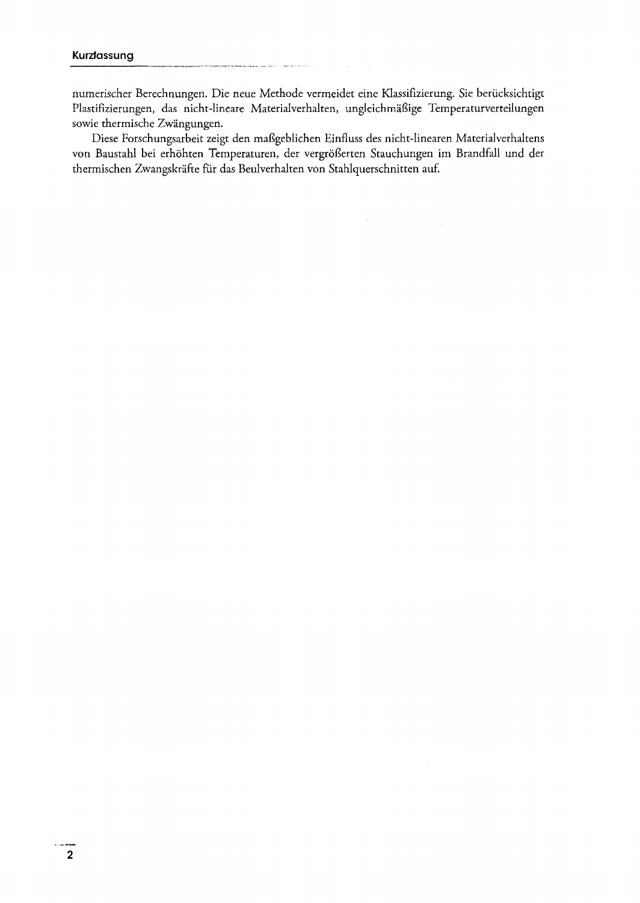numerischer Berechnungen. Die neue Methode vermeidet eine Klassifizierung. Sie berücksichtigt Plastifizierungen, das nicht-lineare Materialverhalten, ungleichmäßige Temperaturverteilungen sowie thermische Zwängungen.

Diese Forschungsarbeit zeigt den maßgeblichen Einfluss des nicht-linearen Materialverhaltens von Baustahl bei erhöhten Temperaturen, der vergrößerten Stauchungen im Brandfall und der thermischen Zwangskräfte für das Beulverhalten von Stahlquerschnitten auf.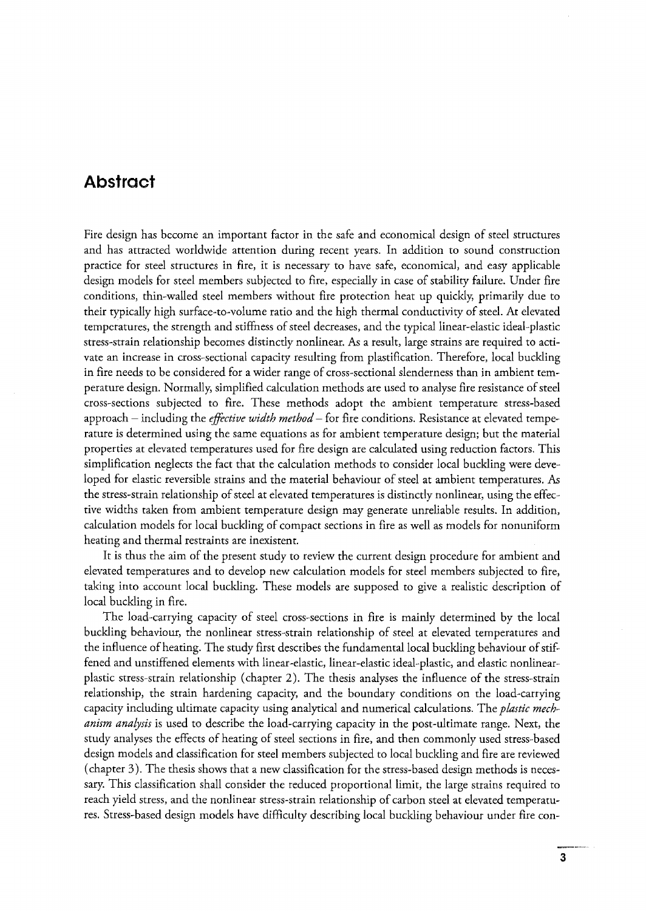## Abstract

Fire design has become an important factor in the safe and economical design of steel structures and has attracted worldwide attention during recent years. In addition to sound construction practice for steel structures in fire, it is necessary to have safe, economical, and easy applicable design models for steel members subjected to fire, especially in case of stability failure. Under fire conditions, thin-walled steel members without fire protection heat up quickly, primarily due to their typically high surface-to-volume ratio and the high thermal conductivity of steel. At elevated temperatures, the strength and stiffness of steel decreases, and the typical linear-elastic ideal-plastic stress-strain relationship becomes distinctly nonlinear. As a result, large strains are required to activate an increase in cross-sectional capacity resulting from plastification. Therefore, local buckling in fire needs to be considered for a wider range of cross-sectional slenderness than in ambient temperature design. Normally, simplified calculation methods are used to analyse fire resistance of steel cross-sections subjected to fire. These methods adopt the ambient temperature stress-based approach – including the *effective width method* – for fire conditions. Resistance at elevated temperature is determined using the same equations as for ambient temperature design; but the material properties at elevated temperatures used for fire design are calculated using reduction factors. This simplification neglects the fact that the calculation methods to consider local buckling were developed for elastic reversible strains and the material behaviour of steel at ambient temperatures. As the stress-strain relationship of steel at elevated temperatures is distinctly nonlinear, using the effective widths taken from ambient temperature design may generate unreliable results. In addition, calculation models for local buckling of compact sections in fire as well as models for nonuniform heating and thermal restraints are inexistent.

It is thus the aim of the present study to review the current design procedure for ambient and elevated temperatures and to develop new calculation models for steel members subjected to fire, taking into account local buckling. These models are supposed to give a realistic description of local buckling in fire.

The load-carrying capacity of steel cross-sections in fire is mainly determined by the local buckling behaviour, the nonlinear stress-strain relationship of steel at elevated temperatures and the influence of heating. The study first describes the fundamental local buckling behaviour of stiffened and unstiffened elements with linear-elastic, linear-elastic ideal-plastic, and elastic nonlinear-plastic stress-strain relationship (chapter 2). The thesis analyses the influence of the stress-strain relationship, the strain hardening capacity, and the boundary conditions on the load-carrying capacity including ultimate capacity using analytical and numerical calculations. The *plastic mechanism analysis* is used to describe the load-carrying capacity in the post-ultimate range. Next, the study analyses the effects of heating of steel sections in fire, and then commonly used stress-based design models and classification for steel members subjected to local buckling and fire are reviewed (chapter 3). The thesis shows that a new classification for the stress-based design methods is necessary. This classification shall consider the reduced proportional limit, the large strains required to reach yield stress, and the nonlinear stress-strain relationship of carbon steel at elevated temperatures. Stress-based design models have difficulty describing local buckling behaviour under fire con-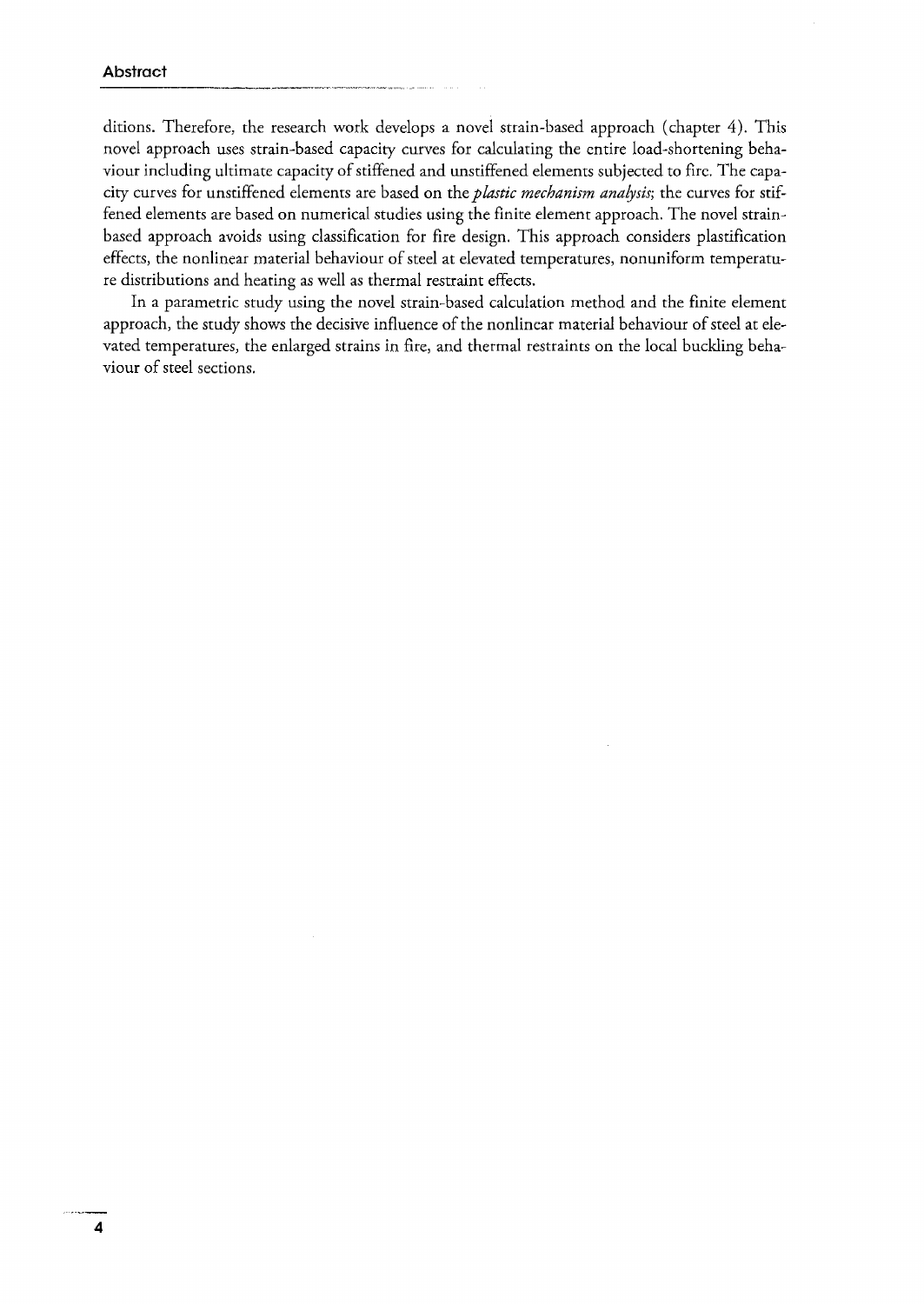ditions. Therefore, the research work develops a novel strain-based approach (chapter 4). This novel approach uses strain-based capacity curves for calculating the entire load-shortening behaviour including ultimate capacity of stiffened and unstiffened elements subjected to fire. The capacity curves for unstiffened elements are based on the *plastic mechanism analysis*; the curves for stiffened elements are based on numerical studies using the finite element approach. The novel strain-based approach avoids using classification for fire design. This approach considers plastification effects, the nonlinear material behaviour of steel at elevated temperatures, nonuniform temperature distributions and heating as well as thermal restraint effects.

In a parametric study using the novel strain-based calculation method and the finite element approach, the study shows the decisive influence of the nonlinear material behaviour of steel at elevated temperatures, the enlarged strains in fire, and thermal restraints on the local buckling behaviour of steel sections.